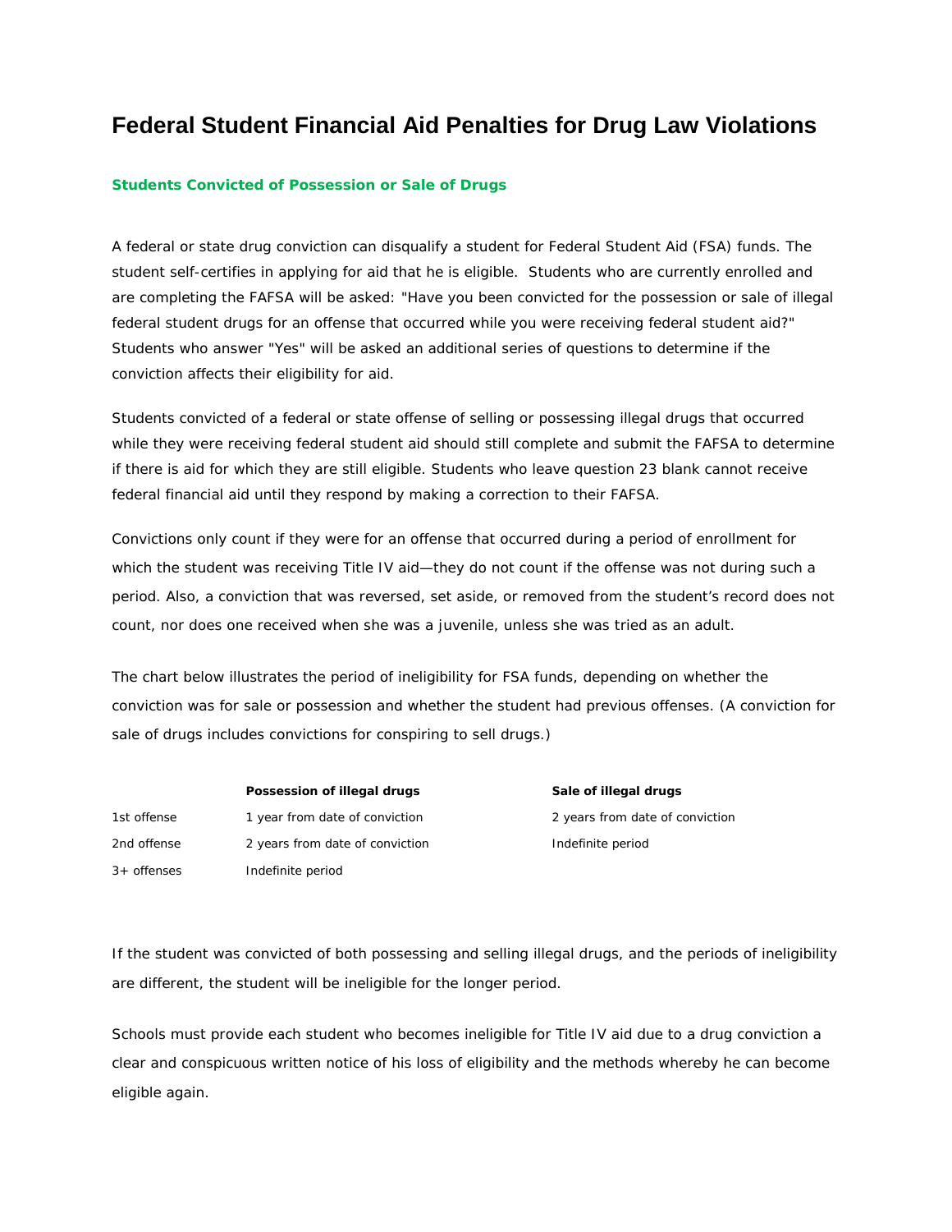# Federal Student Financial Aid Penalties for Drug Law Violations

### Students Convicted of Possession or Sale of Drugs

A federal or state drug conviction can disqualify a student for Federal Student Aid (FSA) funds. The student self-certifies in applying for aid that he is eligible. Students who are currently enrolled and are completing the FAFSA will be asked: "Have you been convicted for the possession or sale of illegal federal student drugs for an offense that occurred while you were receiving federal student aid?" Students who answer "Yes" will be asked an additional series of questions to determine if the conviction affects their eligibility for aid.

Students convicted of a federal or state offense of selling or possessing illegal drugs that occurred while they were receiving federal student aid should still complete and submit the FAFSA to determine if there is aid for which they are still eligible. Students who leave question 23 blank cannot receive federal financial aid until they respond by making a correction to their FAFSA.

Convictions only count if they were for an offense that occurred during a period of enrollment for which the student was receiving Title IV aid—they do not count if the offense was not during such a period. Also, a conviction that was reversed, set aside, or removed from the student's record does not count, nor does one received when she was a juvenile, unless she was tried as an adult.

The chart below illustrates the period of ineligibility for FSA funds, depending on whether the conviction was for sale or possession and whether the student had previous offenses. (A conviction for sale of drugs includes convictions for conspiring to sell drugs.)

| | **Possession of illegal drugs** | **Sale of illegal drugs** |
|---|---|---|
| 1st offense | 1 year from date of conviction | 2 years from date of conviction |
| 2nd offense | 2 years from date of conviction | Indefinite period |
| 3+ offenses | Indefinite period | |

If the student was convicted of both possessing and selling illegal drugs, and the periods of ineligibility are different, the student will be ineligible for the longer period.

Schools must provide each student who becomes ineligible for Title IV aid due to a drug conviction a clear and conspicuous written notice of his loss of eligibility and the methods whereby he can become eligible again.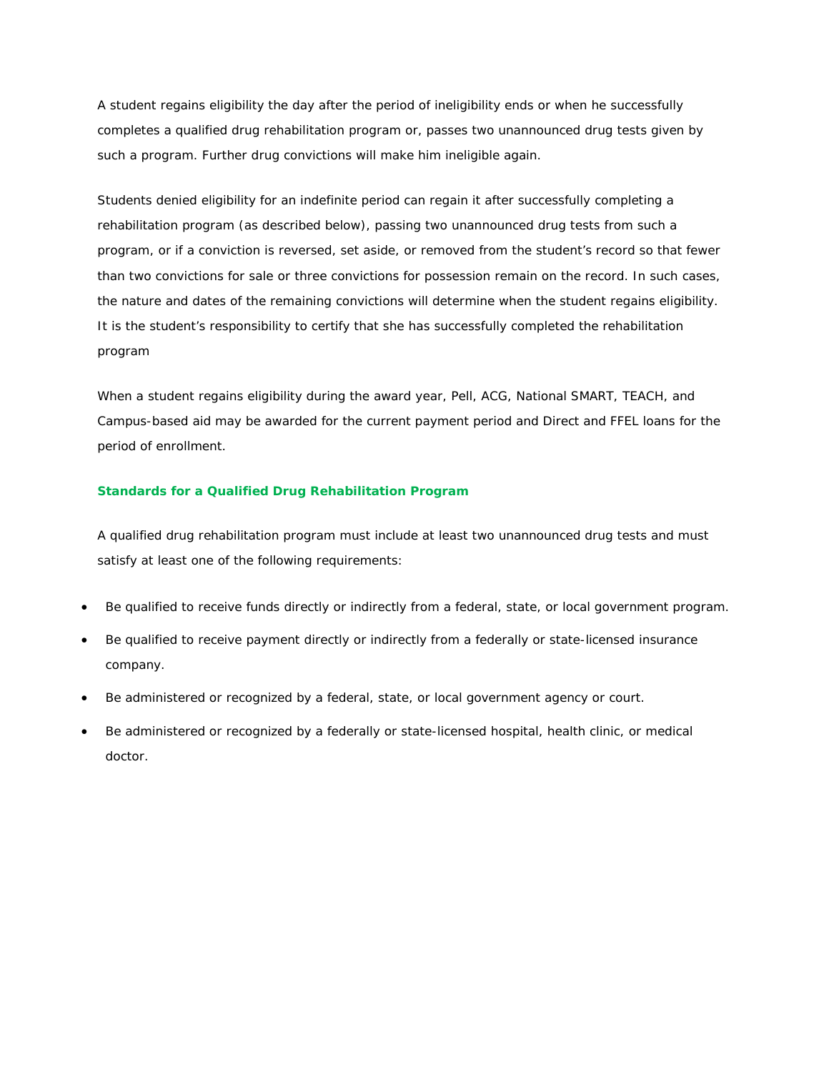A student regains eligibility the day after the period of ineligibility ends or when he successfully completes a qualified drug rehabilitation program or, passes two unannounced drug tests given by such a program. Further drug convictions will make him ineligible again.

Students denied eligibility for an indefinite period can regain it after successfully completing a rehabilitation program (as described below), passing two unannounced drug tests from such a program, or if a conviction is reversed, set aside, or removed from the student's record so that fewer than two convictions for sale or three convictions for possession remain on the record. In such cases, the nature and dates of the remaining convictions will determine when the student regains eligibility. It is the student's responsibility to certify that she has successfully completed the rehabilitation program

When a student regains eligibility during the award year, Pell, ACG, National SMART, TEACH, and Campus-based aid may be awarded for the current payment period and Direct and FFEL loans for the period of enrollment.

### Standards for a Qualified Drug Rehabilitation Program

A qualified drug rehabilitation program must include at least two unannounced drug tests and must satisfy at least one of the following requirements:

- Be qualified to receive funds directly or indirectly from a federal, state, or local government program.
- Be qualified to receive payment directly or indirectly from a federally or state-licensed insurance company.
- Be administered or recognized by a federal, state, or local government agency or court.
- Be administered or recognized by a federally or state-licensed hospital, health clinic, or medical doctor.